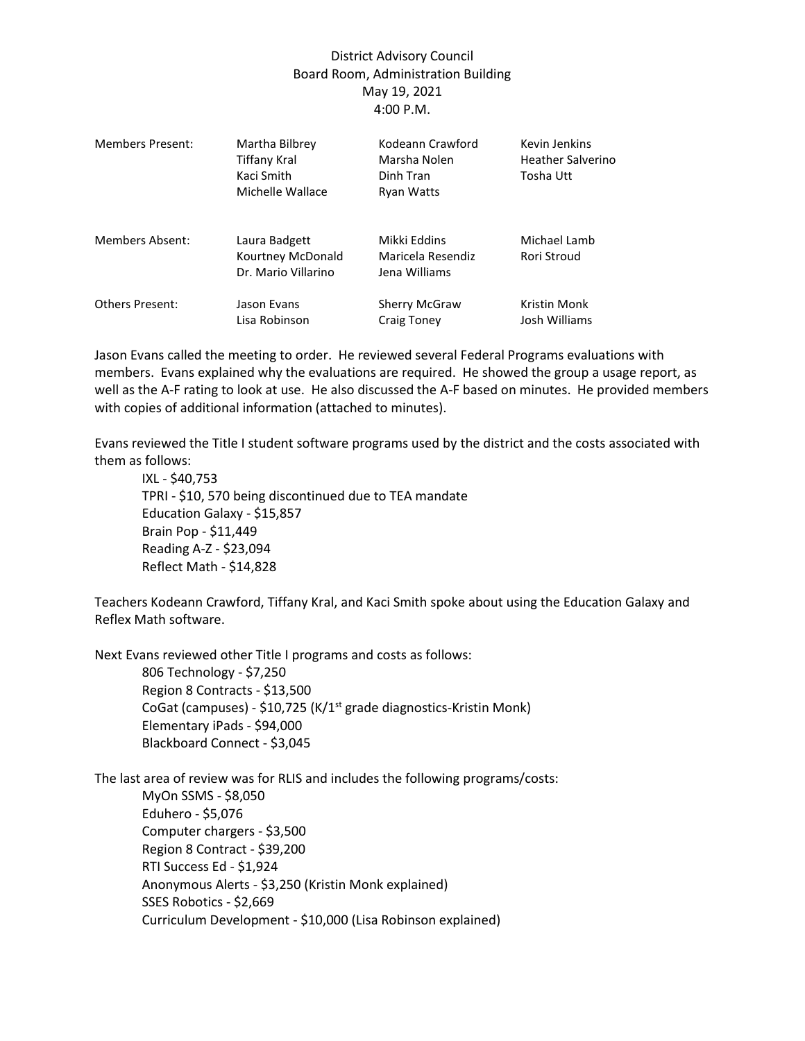District Advisory Council
Board Room, Administration Building
May 19, 2021
4:00 P.M.

| | | | |
|---|---|---|---|
| Members Present: | Martha Bilbrey | Kodeann Crawford | Kevin Jenkins |
| | Tiffany Kral | Marsha Nolen | Heather Salverino |
| | Kaci Smith | Dinh Tran | Tosha Utt |
| | Michelle Wallace | Ryan Watts | |
| Members Absent: | Laura Badgett | Mikki Eddins | Michael Lamb |
| | Kourtney McDonald | Maricela Resendiz | Rori Stroud |
| | Dr. Mario Villarino | Jena Williams | |
| Others Present: | Jason Evans | Sherry McGraw | Kristin Monk |
| | Lisa Robinson | Craig Toney | Josh Williams |

Jason Evans called the meeting to order. He reviewed several Federal Programs evaluations with members. Evans explained why the evaluations are required. He showed the group a usage report, as well as the A-F rating to look at use. He also discussed the A-F based on minutes. He provided members with copies of additional information (attached to minutes).

Evans reviewed the Title I student software programs used by the district and the costs associated with them as follows:

- IXL - $40,753
- TPRI - $10, 570 being discontinued due to TEA mandate
- Education Galaxy - $15,857
- Brain Pop - $11,449
- Reading A-Z - $23,094
- Reflect Math - $14,828

Teachers Kodeann Crawford, Tiffany Kral, and Kaci Smith spoke about using the Education Galaxy and Reflex Math software.

Next Evans reviewed other Title I programs and costs as follows:

- 806 Technology - $7,250
- Region 8 Contracts - $13,500
- CoGat (campuses) - $10,725 (K/1st grade diagnostics-Kristin Monk)
- Elementary iPads - $94,000
- Blackboard Connect - $3,045

The last area of review was for RLIS and includes the following programs/costs:

- MyOn SSMS - $8,050
- Eduhero - $5,076
- Computer chargers - $3,500
- Region 8 Contract - $39,200
- RTI Success Ed - $1,924
- Anonymous Alerts - $3,250 (Kristin Monk explained)
- SSES Robotics - $2,669
- Curriculum Development - $10,000 (Lisa Robinson explained)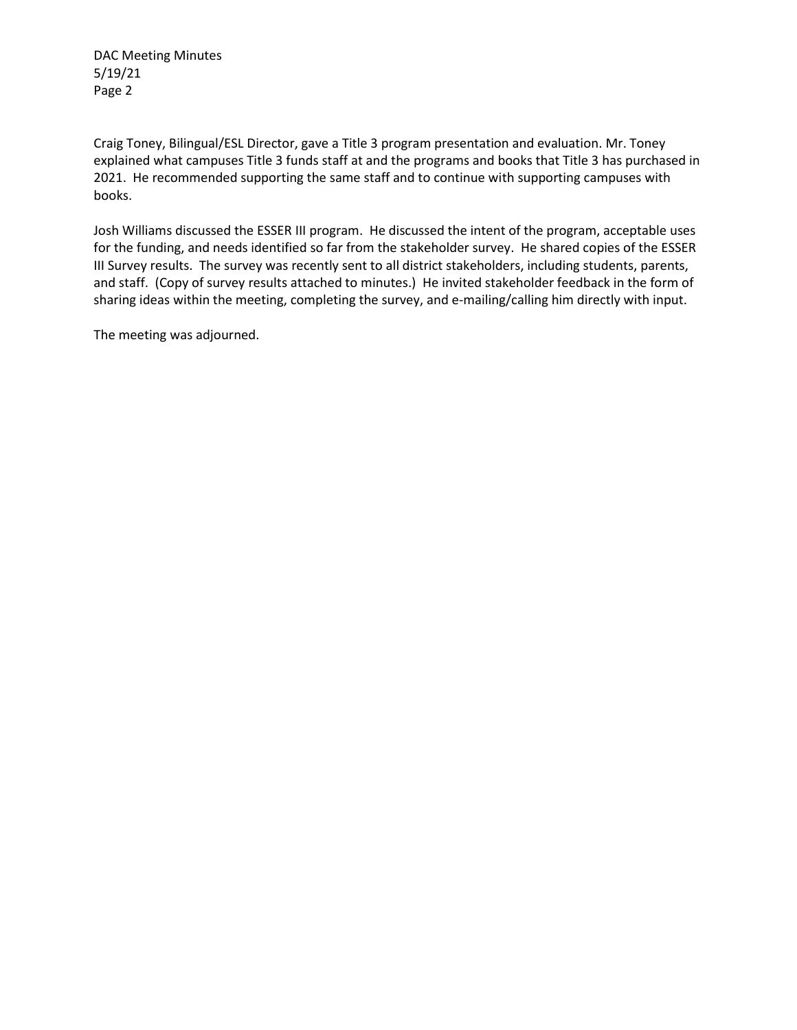Craig Toney, Bilingual/ESL Director, gave a Title 3 program presentation and evaluation. Mr. Toney explained what campuses Title 3 funds staff at and the programs and books that Title 3 has purchased in 2021. He recommended supporting the same staff and to continue with supporting campuses with books.

Josh Williams discussed the ESSER III program. He discussed the intent of the program, acceptable uses for the funding, and needs identified so far from the stakeholder survey. He shared copies of the ESSER III Survey results. The survey was recently sent to all district stakeholders, including students, parents, and staff. (Copy of survey results attached to minutes.) He invited stakeholder feedback in the form of sharing ideas within the meeting, completing the survey, and e-mailing/calling him directly with input.

The meeting was adjourned.